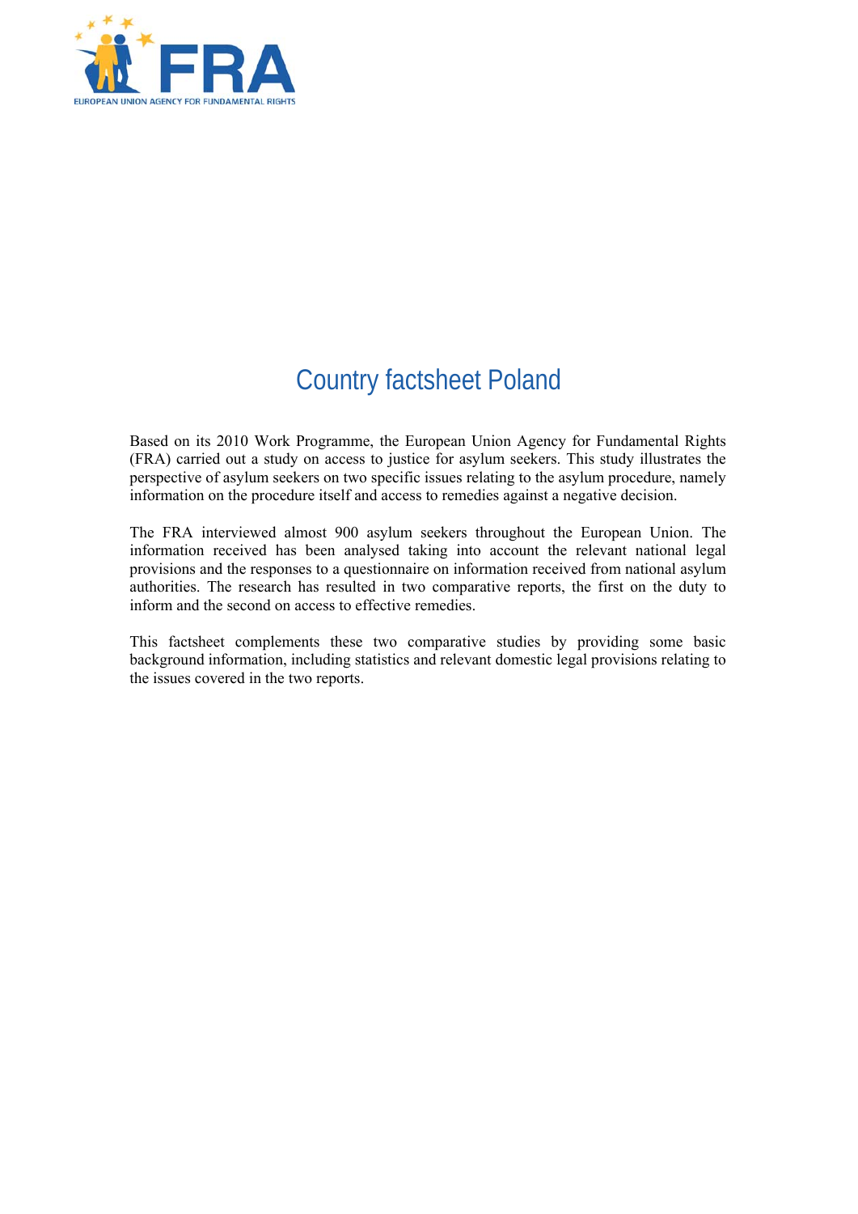# Country factsheet Poland

Based on its 2010 Work Programme, the European Union Agency for Fundamental Rights (FRA) carried out a study on access to justice for asylum seekers. This study illustrates the perspective of asylum seekers on two specific issues relating to the asylum procedure, namely information on the procedure itself and access to remedies against a negative decision.

The FRA interviewed almost 900 asylum seekers throughout the European Union. The information received has been analysed taking into account the relevant national legal provisions and the responses to a questionnaire on information received from national asylum authorities. The research has resulted in two comparative reports, the first on the duty to inform and the second on access to effective remedies.

This factsheet complements these two comparative studies by providing some basic background information, including statistics and relevant domestic legal provisions relating to the issues covered in the two reports.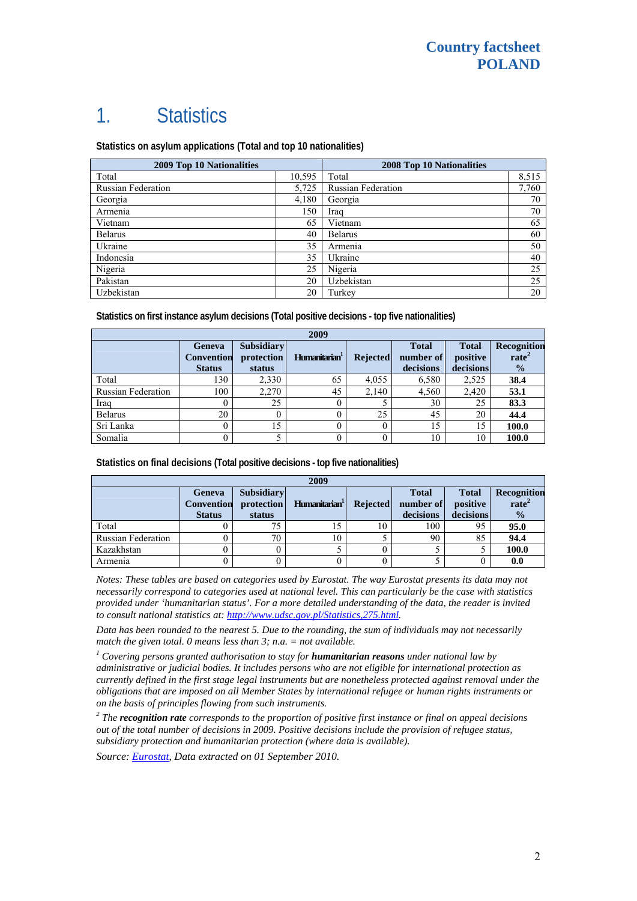# 1. Statistics

**Statistics on asylum applications (Total and top 10 nationalities)**

| 2009 Top 10 Nationalities | | 2008 Top 10 Nationalities | |
|---|---|---|---|
| Total | 10,595 | Total | 8,515 |
| Russian Federation | 5,725 | Russian Federation | 7,760 |
| Georgia | 4,180 | Georgia | 70 |
| Armenia | 150 | Iraq | 70 |
| Vietnam | 65 | Vietnam | 65 |
| Belarus | 40 | Belarus | 60 |
| Ukraine | 35 | Armenia | 50 |
| Indonesia | 35 | Ukraine | 40 |
| Nigeria | 25 | Nigeria | 25 |
| Pakistan | 20 | Uzbekistan | 25 |
| Uzbekistan | 20 | Turkey | 20 |

**Statistics on first instance asylum decisions (Total positive decisions - top five nationalities)**

| 2009 | | | | | | | |
|---|---|---|---|---|---|---|---|
| | Geneva Convention Status | Subsidiary protection status | Humanitarian[1] | Rejected | Total number of decisions | Total positive decisions | Recognition rate[2] % |
| Total | 130 | 2,330 | 65 | 4,055 | 6,580 | 2,525 | **38.4** |
| Russian Federation | 100 | 2,270 | 45 | 2,140 | 4,560 | 2,420 | **53.1** |
| Iraq | 0 | 25 | 0 | 5 | 30 | 25 | **83.3** |
| Belarus | 20 | 0 | 0 | 25 | 45 | 20 | **44.4** |
| Sri Lanka | 0 | 15 | 0 | 0 | 15 | 15 | **100.0** |
| Somalia | 0 | 5 | 0 | 0 | 10 | 10 | **100.0** |

**Statistics on final decisions (Total positive decisions - top five nationalities)**

| 2009 | | | | | | | |
|---|---|---|---|---|---|---|---|
| | Geneva Convention Status | Subsidiary protection status | Humanitarian[1] | Rejected | Total number of decisions | Total positive decisions | Recognition rate[2] % |
| Total | 0 | 75 | 15 | 10 | 100 | 95 | **95.0** |
| Russian Federation | 0 | 70 | 10 | 5 | 90 | 85 | **94.4** |
| Kazakhstan | 0 | 0 | 5 | 0 | 5 | 5 | **100.0** |
| Armenia | 0 | 0 | 0 | 0 | 5 | 0 | **0.0** |

*Notes: These tables are based on categories used by Eurostat. The way Eurostat presents its data may not necessarily correspond to categories used at national level. This can particularly be the case with statistics provided under 'humanitarian status'. For a more detailed understanding of the data, the reader is invited to consult national statistics at: http://www.udsc.gov.pl/Statistics,275.html.*

*Data has been rounded to the nearest 5. Due to the rounding, the sum of individuals may not necessarily match the given total. 0 means less than 3; n.a. = not available.*

*[1] Covering persons granted authorisation to stay for **humanitarian reasons** under national law by administrative or judicial bodies. It includes persons who are not eligible for international protection as currently defined in the first stage legal instruments but are nonetheless protected against removal under the obligations that are imposed on all Member States by international refugee or human rights instruments or on the basis of principles flowing from such instruments.*

*[2] The **recognition rate** corresponds to the proportion of positive first instance or final on appeal decisions out of the total number of decisions in 2009. Positive decisions include the provision of refugee status, subsidiary protection and humanitarian protection (where data is available).*

*Source: Eurostat, Data extracted on 01 September 2010.*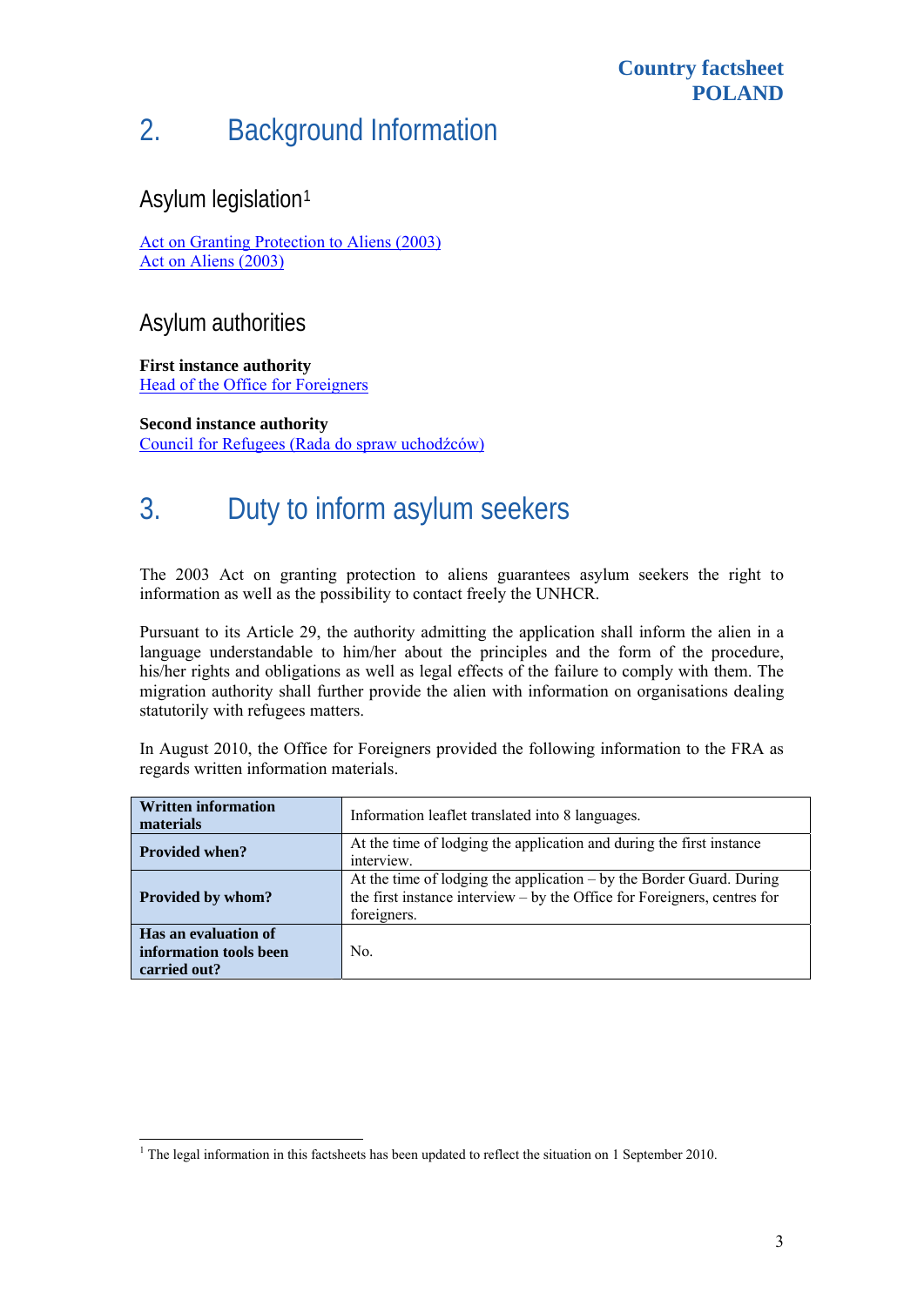# 2. Background Information

## Asylum legislation[1]

Act on Granting Protection to Aliens (2003)
Act on Aliens (2003)

## Asylum authorities

**First instance authority**
Head of the Office for Foreigners

**Second instance authority**
Council for Refugees (Rada do spraw uchodźców)

# 3. Duty to inform asylum seekers

The 2003 Act on granting protection to aliens guarantees asylum seekers the right to information as well as the possibility to contact freely the UNHCR.

Pursuant to its Article 29, the authority admitting the application shall inform the alien in a language understandable to him/her about the principles and the form of the procedure, his/her rights and obligations as well as legal effects of the failure to comply with them. The migration authority shall further provide the alien with information on organisations dealing statutorily with refugees matters.

In August 2010, the Office for Foreigners provided the following information to the FRA as regards written information materials.

| **Written information materials** | Information leaflet translated into 8 languages. |
|---|---|
| **Provided when?** | At the time of lodging the application and during the first instance interview. |
| **Provided by whom?** | At the time of lodging the application – by the Border Guard. During the first instance interview – by the Office for Foreigners, centres for foreigners. |
| **Has an evaluation of information tools been carried out?** | No. |

[1] The legal information in this factsheets has been updated to reflect the situation on 1 September 2010.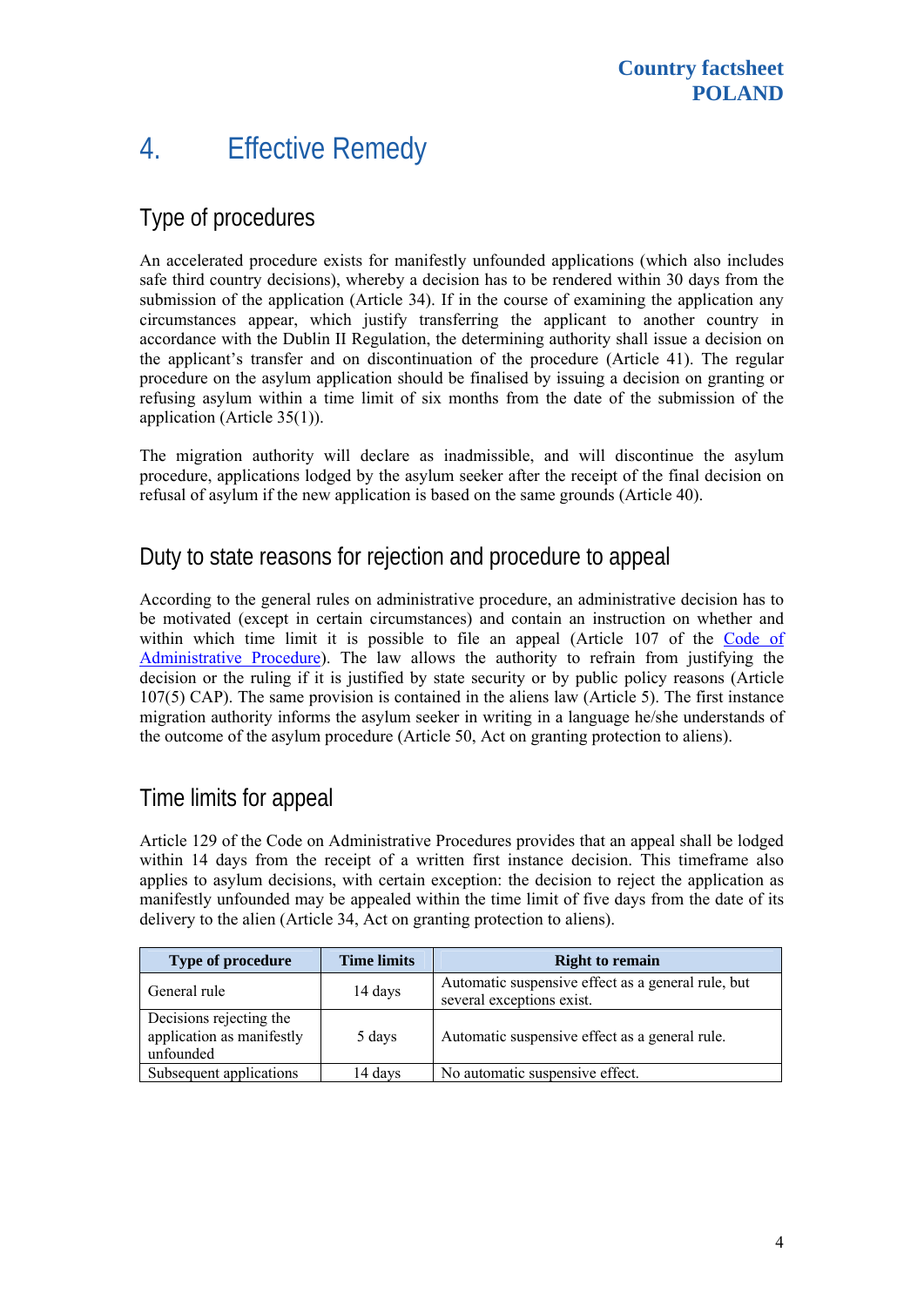# 4. Effective Remedy

## Type of procedures

An accelerated procedure exists for manifestly unfounded applications (which also includes safe third country decisions), whereby a decision has to be rendered within 30 days from the submission of the application (Article 34). If in the course of examining the application any circumstances appear, which justify transferring the applicant to another country in accordance with the Dublin II Regulation, the determining authority shall issue a decision on the applicant's transfer and on discontinuation of the procedure (Article 41). The regular procedure on the asylum application should be finalised by issuing a decision on granting or refusing asylum within a time limit of six months from the date of the submission of the application (Article 35(1)).

The migration authority will declare as inadmissible, and will discontinue the asylum procedure, applications lodged by the asylum seeker after the receipt of the final decision on refusal of asylum if the new application is based on the same grounds (Article 40).

## Duty to state reasons for rejection and procedure to appeal

According to the general rules on administrative procedure, an administrative decision has to be motivated (except in certain circumstances) and contain an instruction on whether and within which time limit it is possible to file an appeal (Article 107 of the Code of Administrative Procedure). The law allows the authority to refrain from justifying the decision or the ruling if it is justified by state security or by public policy reasons (Article 107(5) CAP). The same provision is contained in the aliens law (Article 5). The first instance migration authority informs the asylum seeker in writing in a language he/she understands of the outcome of the asylum procedure (Article 50, Act on granting protection to aliens).

## Time limits for appeal

Article 129 of the Code on Administrative Procedures provides that an appeal shall be lodged within 14 days from the receipt of a written first instance decision. This timeframe also applies to asylum decisions, with certain exception: the decision to reject the application as manifestly unfounded may be appealed within the time limit of five days from the date of its delivery to the alien (Article 34, Act on granting protection to aliens).

| Type of procedure | Time limits | Right to remain |
|---|---|---|
| General rule | 14 days | Automatic suspensive effect as a general rule, but several exceptions exist. |
| Decisions rejecting the application as manifestly unfounded | 5 days | Automatic suspensive effect as a general rule. |
| Subsequent applications | 14 days | No automatic suspensive effect. |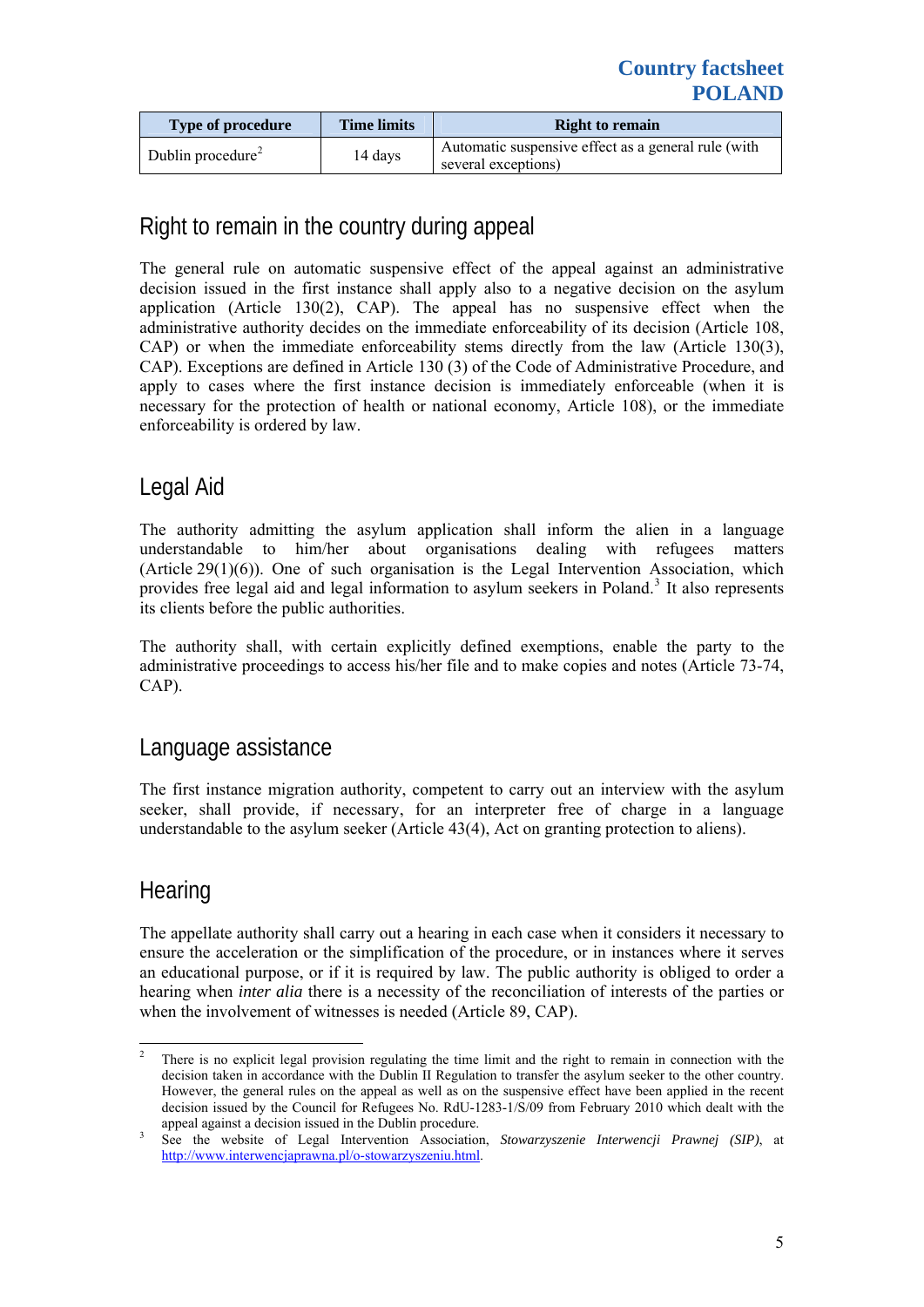| Type of procedure | Time limits | Right to remain |
|---|---|---|
| Dublin procedure[2] | 14 days | Automatic suspensive effect as a general rule (with several exceptions) |

## Right to remain in the country during appeal

The general rule on automatic suspensive effect of the appeal against an administrative decision issued in the first instance shall apply also to a negative decision on the asylum application (Article 130(2), CAP). The appeal has no suspensive effect when the administrative authority decides on the immediate enforceability of its decision (Article 108, CAP) or when the immediate enforceability stems directly from the law (Article 130(3), CAP). Exceptions are defined in Article 130 (3) of the Code of Administrative Procedure, and apply to cases where the first instance decision is immediately enforceable (when it is necessary for the protection of health or national economy, Article 108), or the immediate enforceability is ordered by law.

## Legal Aid

The authority admitting the asylum application shall inform the alien in a language understandable to him/her about organisations dealing with refugees matters (Article 29(1)(6)). One of such organisation is the Legal Intervention Association, which provides free legal aid and legal information to asylum seekers in Poland.[3] It also represents its clients before the public authorities.

The authority shall, with certain explicitly defined exemptions, enable the party to the administrative proceedings to access his/her file and to make copies and notes (Article 73-74, CAP).

## Language assistance

The first instance migration authority, competent to carry out an interview with the asylum seeker, shall provide, if necessary, for an interpreter free of charge in a language understandable to the asylum seeker (Article 43(4), Act on granting protection to aliens).

## Hearing

The appellate authority shall carry out a hearing in each case when it considers it necessary to ensure the acceleration or the simplification of the procedure, or in instances where it serves an educational purpose, or if it is required by law. The public authority is obliged to order a hearing when *inter alia* there is a necessity of the reconciliation of interests of the parties or when the involvement of witnesses is needed (Article 89, CAP).

---

[2] There is no explicit legal provision regulating the time limit and the right to remain in connection with the decision taken in accordance with the Dublin II Regulation to transfer the asylum seeker to the other country. However, the general rules on the appeal as well as on the suspensive effect have been applied in the recent decision issued by the Council for Refugees No. RdU-1283-1/S/09 from February 2010 which dealt with the appeal against a decision issued in the Dublin procedure.

[3] See the website of Legal Intervention Association, *Stowarzyszenie Interwencji Prawnej (SIP)*, at http://www.interwencjaprawna.pl/o-stowarzyszeniu.html.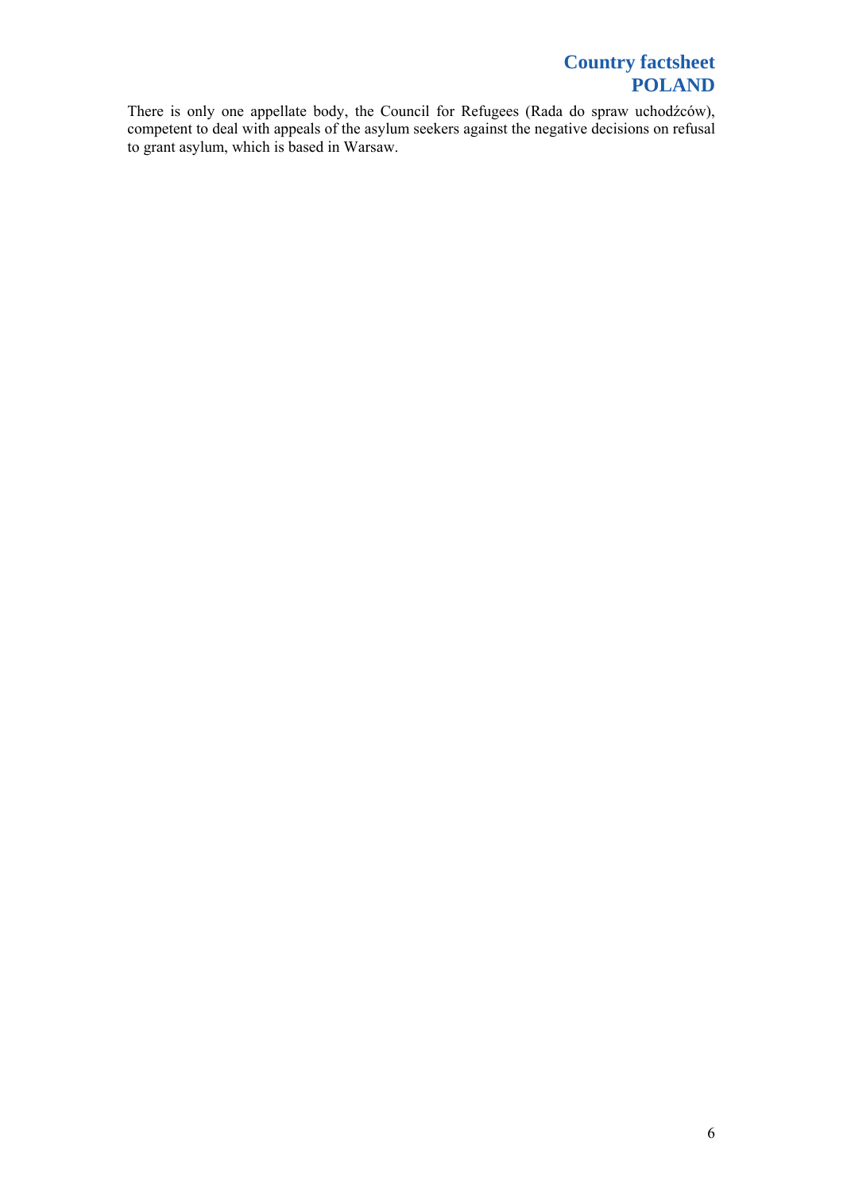There is only one appellate body, the Council for Refugees (Rada do spraw uchodźców), competent to deal with appeals of the asylum seekers against the negative decisions on refusal to grant asylum, which is based in Warsaw.